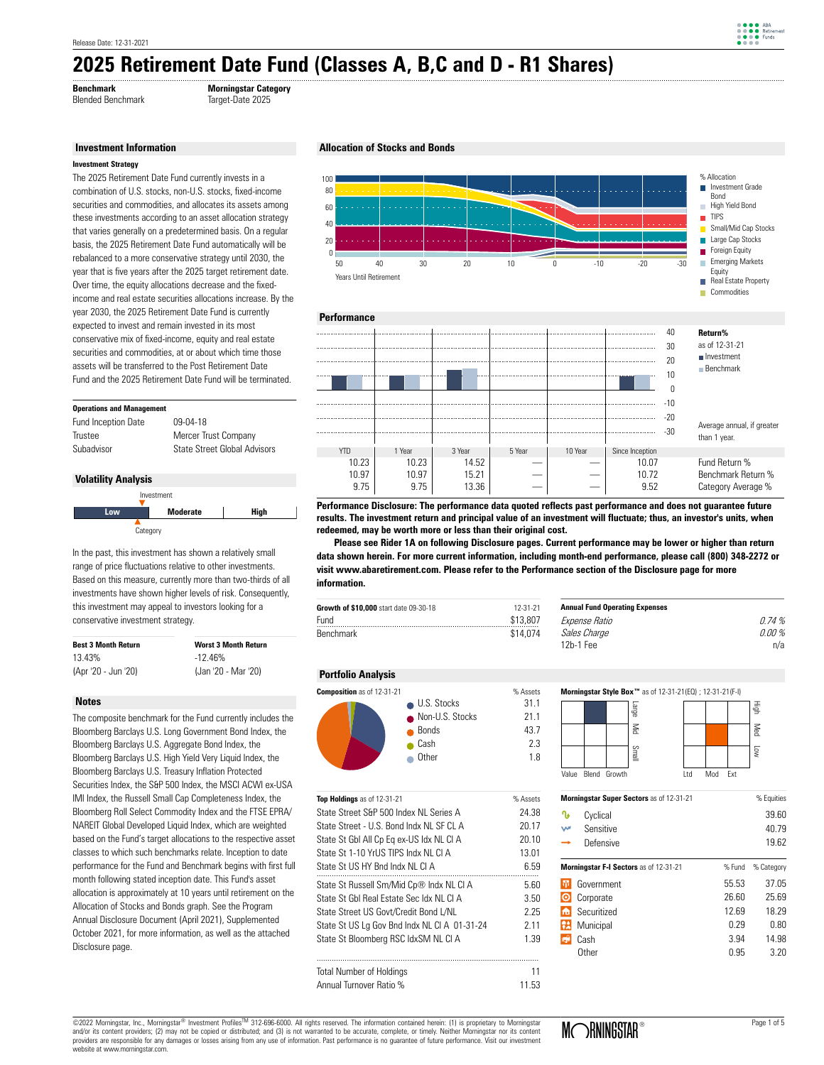Release Date: 12-31-2021

# 2025 Retirement Date Fund (Classes A, B,C and D - R1 Shares)

**Benchmark**
Blended Benchmark

**Morningstar Category**
Target-Date 2025

## Investment Information

**Investment Strategy**

The 2025 Retirement Date Fund currently invests in a combination of U.S. stocks, non-U.S. stocks, fixed-income securities and commodities, and allocates its assets among these investments according to an asset allocation strategy that varies generally on a predetermined basis. On a regular basis, the 2025 Retirement Date Fund automatically will be rebalanced to a more conservative strategy until 2030, the year that is five years after the 2025 target retirement date. Over time, the equity allocations decrease and the fixed-income and real estate securities allocations increase. By the year 2030, the 2025 Retirement Date Fund is currently expected to invest and remain invested in its most conservative mix of fixed-income, equity and real estate securities and commodities, at or about which time those assets will be transferred to the Post Retirement Date Fund and the 2025 Retirement Date Fund will be terminated.

**Operations and Management**

| | |
|---|---|
| Fund Inception Date | 09-04-18 |
| Trustee | Mercer Trust Company |
| Subadvisor | State Street Global Advisors |

## Volatility Analysis

Investment: Low | Moderate | High — Category

In the past, this investment has shown a relatively small range of price fluctuations relative to other investments. Based on this measure, currently more than two-thirds of all investments have shown higher levels of risk. Consequently, this investment may appeal to investors looking for a conservative investment strategy.

| Best 3 Month Return | Worst 3 Month Return |
|---|---|
| 13.43% | -12.46% |
| (Apr '20 - Jun '20) | (Jan '20 - Mar '20) |

## Notes

The composite benchmark for the Fund currently includes the Bloomberg Barclays U.S. Long Government Bond Index, the Bloomberg Barclays U.S. Aggregate Bond Index, the Bloomberg Barclays U.S. High Yield Very Liquid Index, the Bloomberg Barclays U.S. Treasury Inflation Protected Securities Index, the S&P 500 Index, the MSCI ACWI ex-USA IMI Index, the Russell Small Cap Completeness Index, the Bloomberg Roll Select Commodity Index and the FTSE EPRA/NAREIT Global Developed Liquid Index, which are weighted based on the Fund's target allocations to the respective asset classes to which such benchmarks relate. Inception to date performance for the Fund and Benchmark begins with first full month following stated inception date. This Fund's asset allocation is approximately at 10 years until retirement on the Allocation of Stocks and Bonds graph. See the Program Annual Disclosure Document (April 2021), Supplemented October 2021, for more information, as well as the attached Disclosure page.

## Allocation of Stocks and Bonds

% Allocation: Investment Grade Bond; High Yield Bond; TIPS; Small/Mid Cap Stocks; Large Cap Stocks; Foreign Equity; Emerging Markets Equity; Real Estate Property; Commodities

Years Until Retirement: 50, 40, 30, 20, 10, 0, -10, -20, -30

## Performance

Return% as of 12-31-21 (Investment, Benchmark). Average annual, if greater than 1 year.

| YTD | 1 Year | 3 Year | 5 Year | 10 Year | Since Inception | |
|---|---|---|---|---|---|---|
| 10.23 | 10.23 | 14.52 | — | — | 10.07 | Fund Return % |
| 10.97 | 10.97 | 15.21 | — | — | 10.72 | Benchmark Return % |
| 9.75 | 9.75 | 13.36 | — | — | 9.52 | Category Average % |

**Performance Disclosure: The performance data quoted reflects past performance and does not guarantee future results. The investment return and principal value of an investment will fluctuate; thus, an investor's units, when redeemed, may be worth more or less than their original cost.**

**Please see Rider 1A on following Disclosure pages. Current performance may be lower or higher than return data shown herein. For more current information, including month-end performance, please call (800) 348-2272 or visit www.abaretirement.com. Please refer to the Performance section of the Disclosure page for more information.**

| Growth of $10,000 start date 09-30-18 | 12-31-21 |
|---|---|
| Fund | $13,807 |
| Benchmark | $14,074 |

| Annual Fund Operating Expenses | |
|---|---|
| *Expense Ratio* | *0.74 %* |
| *Sales Charge* | *0.00 %* |
| 12b-1 Fee | n/a |

## Portfolio Analysis

| Composition as of 12-31-21 | % Assets |
|---|---|
| U.S. Stocks | 31.1 |
| Non-U.S. Stocks | 21.1 |
| Bonds | 43.7 |
| Cash | 2.3 |
| Other | 1.8 |

**Morningstar Style Box™** as of 12-31-21(EQ) ; 12-31-21(F-I)

| Top Holdings as of 12-31-21 | % Assets |
|---|---|
| State Street S&P 500 Index NL Series A | 24.38 |
| State Street - U.S. Bond Indx NL SF CL A | 20.17 |
| State St Gbl All Cp Eq ex-US Idx NL Cl A | 20.10 |
| State St 1-10 YrUS TIPS Indx NL Cl A | 13.01 |
| State St US HY Bnd Indx NL Cl A | 6.59 |
| State St Russell Sm/Mid Cp® Indx NL Cl A | 5.60 |
| State St Gbl Real Estate Sec Idx NL Cl A | 3.50 |
| State Street US Govt/Credit Bond L/NL | 2.25 |
| State St US Lg Gov Bnd Indx NL Cl A 01-31-24 | 2.11 |
| State St Bloomberg RSC IdxSM NL Cl A | 1.39 |
| Total Number of Holdings | 11 |
| Annual Turnover Ratio % | 11.53 |

| Morningstar Super Sectors as of 12-31-21 | % Equities |
|---|---|
| Cyclical | 39.60 |
| Sensitive | 40.79 |
| Defensive | 19.62 |

| Morningstar F-I Sectors as of 12-31-21 | % Fund | % Category |
|---|---|---|
| Government | 55.53 | 37.05 |
| Corporate | 26.60 | 25.69 |
| Securitized | 12.69 | 18.29 |
| Municipal | 0.29 | 0.80 |
| Cash | 3.94 | 14.98 |
| Other | 0.95 | 3.20 |

©2022 Morningstar, Inc., Morningstar® Investment Profiles™ 312-696-6000. All rights reserved. The information contained herein: (1) is proprietary to Morningstar and/or its content providers; (2) may not be copied or distributed; and (3) is not warranted to be accurate, complete, or timely. Neither Morningstar nor its content providers are responsible for any damages or losses arising from any use of information. Past performance is no guarantee of future performance. Visit our investment website at www.morningstar.com.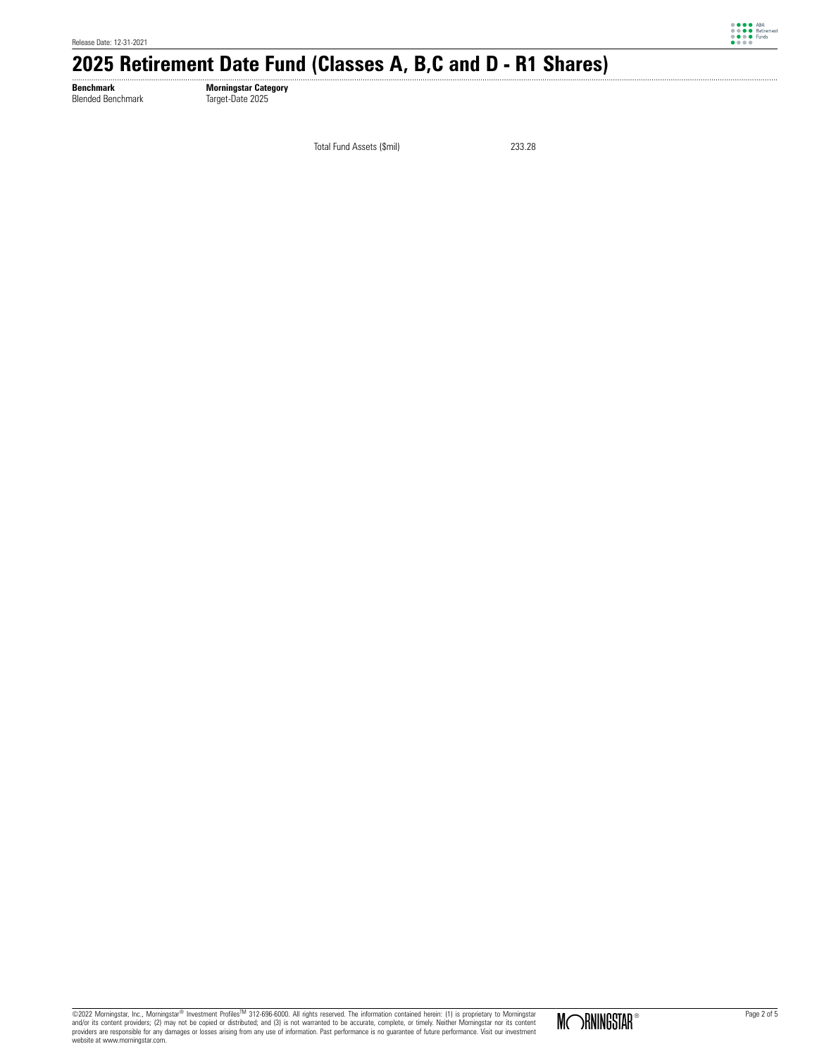# 2025 Retirement Date Fund (Classes A, B,C and D - R1 Shares)

| Benchmark | Morningstar Category |
| --- | --- |
| Blended Benchmark | Target-Date 2025 |

| Total Fund Assets ($mil) | 233.28 |
| --- | --- |

©2022 Morningstar, Inc., Morningstar® Investment Profiles™ 312-696-6000. All rights reserved. The information contained herein: (1) is proprietary to Morningstar and/or its content providers; (2) may not be copied or distributed; and (3) is not warranted to be accurate, complete, or timely. Neither Morningstar nor its content providers are responsible for any damages or losses arising from any use of information. Past performance is no guarantee of future performance. Visit our investment website at www.morningstar.com.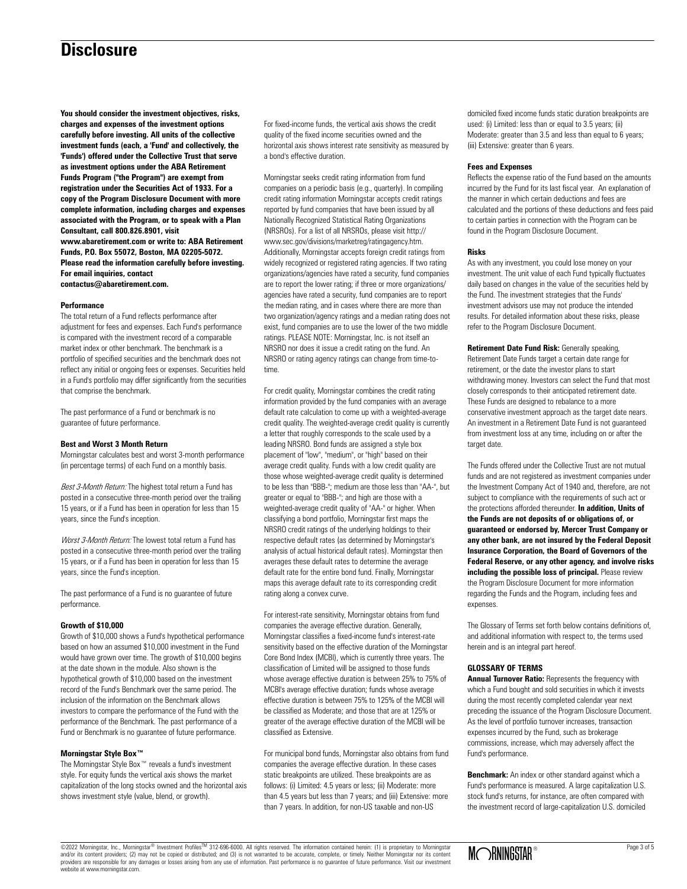# Disclosure

**You should consider the investment objectives, risks, charges and expenses of the investment options carefully before investing. All units of the collective investment funds (each, a 'Fund' and collectively, the 'Funds') offered under the Collective Trust that serve as investment options under the ABA Retirement Funds Program ("the Program") are exempt from registration under the Securities Act of 1933. For a copy of the Program Disclosure Document with more complete information, including charges and expenses associated with the Program, or to speak with a Plan Consultant, call 800.826.8901, visit www.abaretirement.com or write to: ABA Retirement Funds, P.O. Box 55072, Boston, MA 02205-5072. Please read the information carefully before investing. For email inquiries, contact contactus@abaretirement.com.**

**Performance**

The total return of a Fund reflects performance after adjustment for fees and expenses. Each Fund's performance is compared with the investment record of a comparable market index or other benchmark. The benchmark is a portfolio of specified securities and the benchmark does not reflect any initial or ongoing fees or expenses. Securities held in a Fund's portfolio may differ significantly from the securities that comprise the benchmark.

The past performance of a Fund or benchmark is no guarantee of future performance.

**Best and Worst 3 Month Return**

Morningstar calculates best and worst 3-month performance (in percentage terms) of each Fund on a monthly basis.

*Best 3-Month Return:* The highest total return a Fund has posted in a consecutive three-month period over the trailing 15 years, or if a Fund has been in operation for less than 15 years, since the Fund's inception.

*Worst 3-Month Return:* The lowest total return a Fund has posted in a consecutive three-month period over the trailing 15 years, or if a Fund has been in operation for less than 15 years, since the Fund's inception.

The past performance of a Fund is no guarantee of future performance.

**Growth of $10,000**

Growth of $10,000 shows a Fund's hypothetical performance based on how an assumed $10,000 investment in the Fund would have grown over time. The growth of $10,000 begins at the date shown in the module. Also shown is the hypothetical growth of $10,000 based on the investment record of the Fund's Benchmark over the same period. The inclusion of the information on the Benchmark allows investors to compare the performance of the Fund with the performance of the Benchmark. The past performance of a Fund or Benchmark is no guarantee of future performance.

**Morningstar Style Box™**

The Morningstar Style Box™ reveals a fund's investment style. For equity funds the vertical axis shows the market capitalization of the long stocks owned and the horizontal axis shows investment style (value, blend, or growth).

For fixed-income funds, the vertical axis shows the credit quality of the fixed income securities owned and the horizontal axis shows interest rate sensitivity as measured by a bond's effective duration.

Morningstar seeks credit rating information from fund companies on a periodic basis (e.g., quarterly). In compiling credit rating information Morningstar accepts credit ratings reported by fund companies that have been issued by all Nationally Recognized Statistical Rating Organizations (NRSROs). For a list of all NRSROs, please visit http://www.sec.gov/divisions/marketreg/ratingagency.htm. Additionally, Morningstar accepts foreign credit ratings from widely recognized or registered rating agencies. If two rating organizations/agencies have rated a security, fund companies are to report the lower rating; if three or more organizations/agencies have rated a security, fund companies are to report the median rating, and in cases where there are more than two organization/agency ratings and a median rating does not exist, fund companies are to use the lower of the two middle ratings. PLEASE NOTE: Morningstar, Inc. is not itself an NRSRO nor does it issue a credit rating on the fund. An NRSRO or rating agency ratings can change from time-to-time.

For credit quality, Morningstar combines the credit rating information provided by the fund companies with an average default rate calculation to come up with a weighted-average credit quality. The weighted-average credit quality is currently a letter that roughly corresponds to the scale used by a leading NRSRO. Bond funds are assigned a style box placement of "low", "medium", or "high" based on their average credit quality. Funds with a low credit quality are those whose weighted-average credit quality is determined to be less than "BBB-"; medium are those less than "AA-", but greater or equal to "BBB-"; and high are those with a weighted-average credit quality of "AA-" or higher. When classifying a bond portfolio, Morningstar first maps the NRSRO credit ratings of the underlying holdings to their respective default rates (as determined by Morningstar's analysis of actual historical default rates). Morningstar then averages these default rates to determine the average default rate for the entire bond fund. Finally, Morningstar maps this average default rate to its corresponding credit rating along a convex curve.

For interest-rate sensitivity, Morningstar obtains from fund companies the average effective duration. Generally, Morningstar classifies a fixed-income fund's interest-rate sensitivity based on the effective duration of the Morningstar Core Bond Index (MCBI), which is currently three years. The classification of Limited will be assigned to those funds whose average effective duration is between 25% to 75% of MCBI's average effective duration; funds whose average effective duration is between 75% to 125% of the MCBI will be classified as Moderate; and those that are at 125% or greater of the average effective duration of the MCBI will be classified as Extensive.

For municipal bond funds, Morningstar also obtains from fund companies the average effective duration. In these cases static breakpoints are utilized. These breakpoints are as follows: (i) Limited: 4.5 years or less; (ii) Moderate: more than 4.5 years but less than 7 years; and (iii) Extensive: more than 7 years. In addition, for non-US taxable and non-US domiciled fixed income funds static duration breakpoints are used: (i) Limited: less than or equal to 3.5 years; (ii) Moderate: greater than 3.5 and less than equal to 6 years; (iii) Extensive: greater than 6 years.

**Fees and Expenses**

Reflects the expense ratio of the Fund based on the amounts incurred by the Fund for its last fiscal year. An explanation of the manner in which certain deductions and fees are calculated and the portions of these deductions and fees paid to certain parties in connection with the Program can be found in the Program Disclosure Document.

**Risks**

As with any investment, you could lose money on your investment. The unit value of each Fund typically fluctuates daily based on changes in the value of the securities held by the Fund. The investment strategies that the Funds' investment advisors use may not produce the intended results. For detailed information about these risks, please refer to the Program Disclosure Document.

**Retirement Date Fund Risk:** Generally speaking, Retirement Date Funds target a certain date range for retirement, or the date the investor plans to start withdrawing money. Investors can select the Fund that most closely corresponds to their anticipated retirement date. These Funds are designed to rebalance to a more conservative investment approach as the target date nears. An investment in a Retirement Date Fund is not guaranteed from investment loss at any time, including on or after the target date.

The Funds offered under the Collective Trust are not mutual funds and are not registered as investment companies under the Investment Company Act of 1940 and, therefore, are not subject to compliance with the requirements of such act or the protections afforded thereunder. **In addition, Units of the Funds are not deposits of or obligations of, or guaranteed or endorsed by, Mercer Trust Company or any other bank, are not insured by the Federal Deposit Insurance Corporation, the Board of Governors of the Federal Reserve, or any other agency, and involve risks including the possible loss of principal.** Please review the Program Disclosure Document for more information regarding the Funds and the Program, including fees and expenses.

The Glossary of Terms set forth below contains definitions of, and additional information with respect to, the terms used herein and is an integral part hereof.

**GLOSSARY OF TERMS**

**Annual Turnover Ratio:** Represents the frequency with which a Fund bought and sold securities in which it invests during the most recently completed calendar year next preceding the issuance of the Program Disclosure Document. As the level of portfolio turnover increases, transaction expenses incurred by the Fund, such as brokerage commissions, increase, which may adversely affect the Fund's performance.

**Benchmark:** An index or other standard against which a Fund's performance is measured. A large capitalization U.S. stock fund's returns, for instance, are often compared with the investment record of large-capitalization U.S. domiciled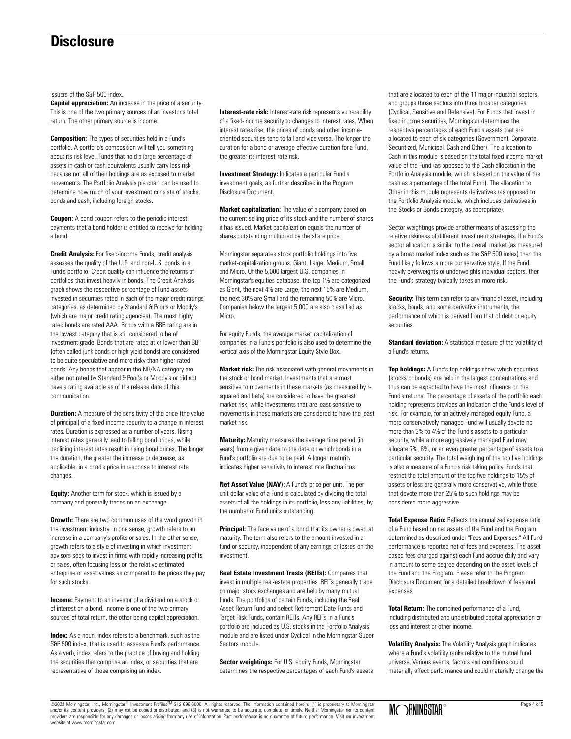# Disclosure

issuers of the S&P 500 index.

**Capital appreciation:** An increase in the price of a security. This is one of the two primary sources of an investor's total return. The other primary source is income.

**Composition:** The types of securities held in a Fund's portfolio. A portfolio's composition will tell you something about its risk level. Funds that hold a large percentage of assets in cash or cash equivalents usually carry less risk because not all of their holdings are as exposed to market movements. The Portfolio Analysis pie chart can be used to determine how much of your investment consists of stocks, bonds and cash, including foreign stocks.

**Coupon:** A bond coupon refers to the periodic interest payments that a bond holder is entitled to receive for holding a bond.

**Credit Analysis:** For fixed-income Funds, credit analysis assesses the quality of the U.S. and non-U.S. bonds in a Fund's portfolio. Credit quality can influence the returns of portfolios that invest heavily in bonds. The Credit Analysis graph shows the respective percentage of Fund assets invested in securities rated in each of the major credit ratings categories, as determined by Standard & Poor's or Moody's (which are major credit rating agencies). The most highly rated bonds are rated AAA. Bonds with a BBB rating are in the lowest category that is still considered to be of investment grade. Bonds that are rated at or lower than BB (often called junk bonds or high-yield bonds) are considered to be quite speculative and more risky than higher-rated bonds. Any bonds that appear in the NR/NA category are either not rated by Standard & Poor's or Moody's or did not have a rating available as of the release date of this communication.

**Duration:** A measure of the sensitivity of the price (the value of principal) of a fixed-income security to a change in interest rates. Duration is expressed as a number of years. Rising interest rates generally lead to falling bond prices, while declining interest rates result in rising bond prices. The longer the duration, the greater the increase or decrease, as applicable, in a bond's price in response to interest rate changes.

**Equity:** Another term for stock, which is issued by a company and generally trades on an exchange.

**Growth:** There are two common uses of the word growth in the investment industry. In one sense, growth refers to an increase in a company's profits or sales. In the other sense, growth refers to a style of investing in which investment advisors seek to invest in firms with rapidly increasing profits or sales, often focusing less on the relative estimated enterprise or asset values as compared to the prices they pay for such stocks.

**Income:** Payment to an investor of a dividend on a stock or of interest on a bond. Income is one of the two primary sources of total return, the other being capital appreciation.

**Index:** As a noun, index refers to a benchmark, such as the S&P 500 index, that is used to assess a Fund's performance. As a verb, index refers to the practice of buying and holding the securities that comprise an index, or securities that are representative of those comprising an index.

**Interest-rate risk:** Interest-rate risk represents vulnerability of a fixed-income security to changes to interest rates. When interest rates rise, the prices of bonds and other income-oriented securities tend to fall and vice versa. The longer the duration for a bond or average effective duration for a Fund, the greater its interest-rate risk.

**Investment Strategy:** Indicates a particular Fund's investment goals, as further described in the Program Disclosure Document.

**Market capitalization:** The value of a company based on the current selling price of its stock and the number of shares it has issued. Market capitalization equals the number of shares outstanding multiplied by the share price.

Morningstar separates stock portfolio holdings into five market-capitalization groups: Giant, Large, Medium, Small and Micro. Of the 5,000 largest U.S. companies in Morningstar's equities database, the top 1% are categorized as Giant, the next 4% are Large, the next 15% are Medium, the next 30% are Small and the remaining 50% are Micro. Companies below the largest 5,000 are also classified as Micro.

For equity Funds, the average market capitalization of companies in a Fund's portfolio is also used to determine the vertical axis of the Morningstar Equity Style Box.

**Market risk:** The risk associated with general movements in the stock or bond market. Investments that are most sensitive to movements in these markets (as measured by r-squared and beta) are considered to have the greatest market risk, while investments that are least sensitive to movements in these markets are considered to have the least market risk.

**Maturity:** Maturity measures the average time period (in years) from a given date to the date on which bonds in a Fund's portfolio are due to be paid. A longer maturity indicates higher sensitivity to interest rate fluctuations.

**Net Asset Value (NAV):** A Fund's price per unit. The per unit dollar value of a Fund is calculated by dividing the total assets of all the holdings in its portfolio, less any liabilities, by the number of Fund units outstanding.

**Principal:** The face value of a bond that its owner is owed at maturity. The term also refers to the amount invested in a fund or security, independent of any earnings or losses on the investment.

**Real Estate Investment Trusts (REITs):** Companies that invest in multiple real-estate properties. REITs generally trade on major stock exchanges and are held by many mutual funds. The portfolios of certain Funds, including the Real Asset Return Fund and select Retirement Date Funds and Target Risk Funds, contain REITs. Any REITs in a Fund's portfolio are included as U.S. stocks in the Portfolio Analysis module and are listed under Cyclical in the Morningstar Super Sectors module.

**Sector weightings:** For U.S. equity Funds, Morningstar determines the respective percentages of each Fund's assets that are allocated to each of the 11 major industrial sectors, and groups those sectors into three broader categories (Cyclical, Sensitive and Defensive). For Funds that invest in fixed income securities, Morningstar determines the respective percentages of each Fund's assets that are allocated to each of six categories (Government, Corporate, Securitized, Municipal, Cash and Other). The allocation to Cash in this module is based on the total fixed income market value of the Fund (as opposed to the Cash allocation in the Portfolio Analysis module, which is based on the value of the cash as a percentage of the total Fund). The allocation to Other in this module represents derivatives (as opposed to the Portfolio Analysis module, which includes derivatives in the Stocks or Bonds category, as appropriate).

Sector weightings provide another means of assessing the relative riskiness of different investment strategies. If a Fund's sector allocation is similar to the overall market (as measured by a broad market index such as the S&P 500 index) then the Fund likely follows a more conservative style. If the Fund heavily overweights or underweights individual sectors, then the Fund's strategy typically takes on more risk.

**Security:** This term can refer to any financial asset, including stocks, bonds, and some derivative instruments, the performance of which is derived from that of debt or equity securities.

**Standard deviation:** A statistical measure of the volatility of a Fund's returns.

**Top holdings:** A Fund's top holdings show which securities (stocks or bonds) are held in the largest concentrations and thus can be expected to have the most influence on the Fund's returns. The percentage of assets of the portfolio each holding represents provides an indication of the Fund's level of risk. For example, for an actively-managed equity Fund, a more conservatively managed Fund will usually devote no more than 3% to 4% of the Fund's assets to a particular security, while a more aggressively managed Fund may allocate 7%, 8%, or an even greater percentage of assets to a particular security. The total weighting of the top five holdings is also a measure of a Fund's risk taking policy. Funds that restrict the total amount of the top five holdings to 15% of assets or less are generally more conservative, while those that devote more than 25% to such holdings may be considered more aggressive.

**Total Expense Ratio:** Reflects the annualized expense ratio of a Fund based on net assets of the Fund and the Program determined as described under "Fees and Expenses." All Fund performance is reported net of fees and expenses. The asset-based fees charged against each Fund accrue daily and vary in amount to some degree depending on the asset levels of the Fund and the Program. Please refer to the Program Disclosure Document for a detailed breakdown of fees and expenses.

**Total Return:** The combined performance of a Fund, including distributed and undistributed capital appreciation or loss and interest or other income.

**Volatility Analysis:** The Volatility Analysis graph indicates where a Fund's volatility ranks relative to the mutual fund universe. Various events, factors and conditions could materially affect performance and could materially change the

©2022 Morningstar, Inc., Morningstar® Investment Profiles™ 312-696-6000. All rights reserved. The information contained herein: (1) is proprietary to Morningstar and/or its content providers; (2) may not be copied or distributed; and (3) is not warranted to be accurate, complete, or timely. Neither Morningstar nor its content providers are responsible for any damages or losses arising from any use of information. Past performance is no guarantee of future performance. Visit our investment website at www.morningstar.com.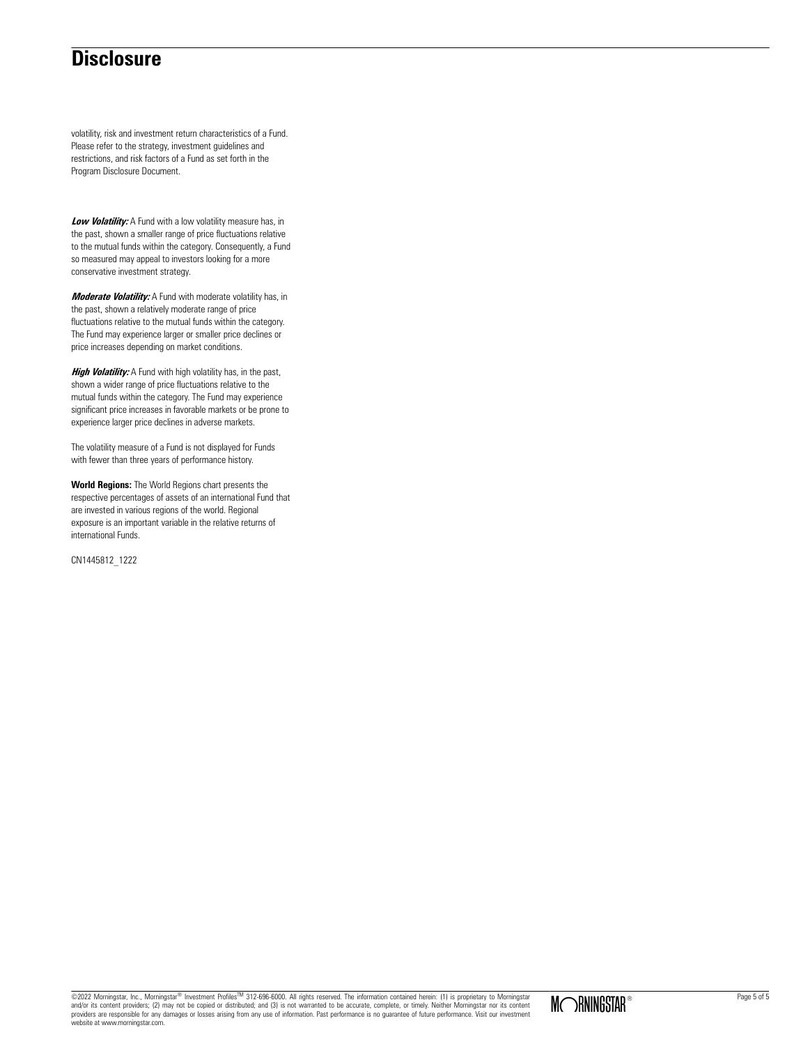# Disclosure

volatility, risk and investment return characteristics of a Fund. Please refer to the strategy, investment guidelines and restrictions, and risk factors of a Fund as set forth in the Program Disclosure Document.

***Low Volatility:*** A Fund with a low volatility measure has, in the past, shown a smaller range of price fluctuations relative to the mutual funds within the category. Consequently, a Fund so measured may appeal to investors looking for a more conservative investment strategy.

***Moderate Volatility:*** A Fund with moderate volatility has, in the past, shown a relatively moderate range of price fluctuations relative to the mutual funds within the category. The Fund may experience larger or smaller price declines or price increases depending on market conditions.

***High Volatility:*** A Fund with high volatility has, in the past, shown a wider range of price fluctuations relative to the mutual funds within the category. The Fund may experience significant price increases in favorable markets or be prone to experience larger price declines in adverse markets.

The volatility measure of a Fund is not displayed for Funds with fewer than three years of performance history.

**World Regions:** The World Regions chart presents the respective percentages of assets of an international Fund that are invested in various regions of the world. Regional exposure is an important variable in the relative returns of international Funds.

CN1445812_1222

©2022 Morningstar, Inc., Morningstar® Investment Profiles™ 312-696-6000. All rights reserved. The information contained herein: (1) is proprietary to Morningstar and/or its content providers; (2) may not be copied or distributed; and (3) is not warranted to be accurate, complete, or timely. Neither Morningstar nor its content providers are responsible for any damages or losses arising from any use of information. Past performance is no guarantee of future performance. Visit our investment website at www.morningstar.com.